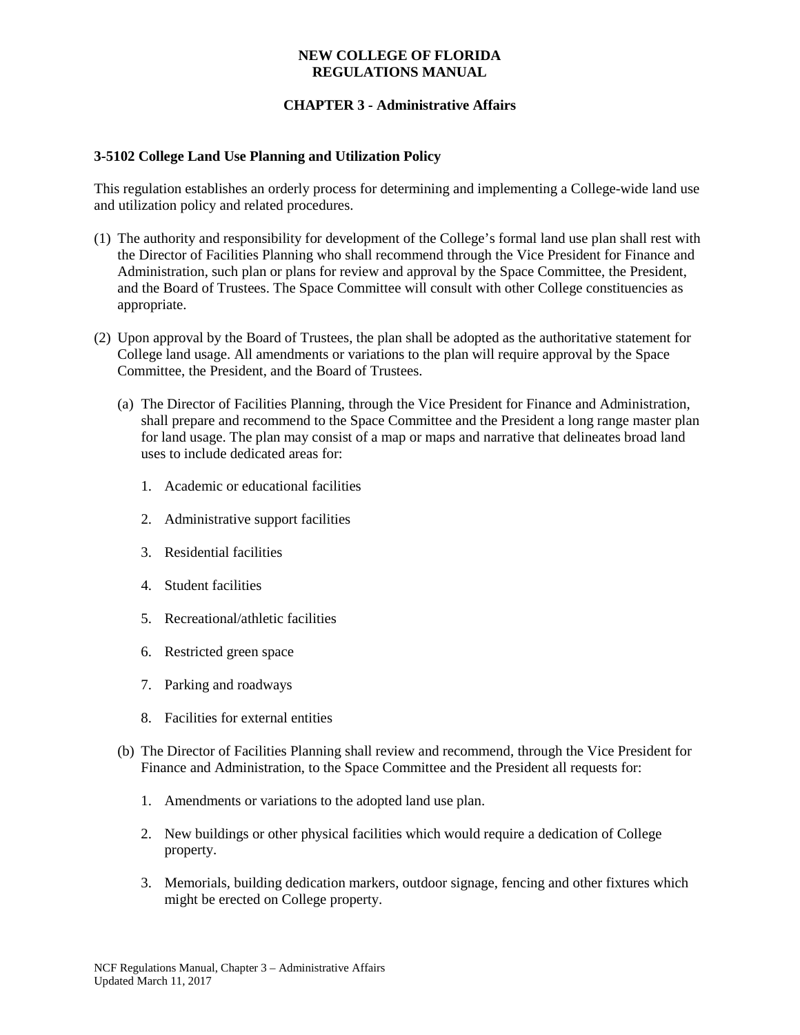**NEW COLLEGE OF FLORIDA**
**REGULATIONS MANUAL**

**CHAPTER 3 - Administrative Affairs**

### 3-5102 College Land Use Planning and Utilization Policy

This regulation establishes an orderly process for determining and implementing a College-wide land use and utilization policy and related procedures.

(1) The authority and responsibility for development of the College's formal land use plan shall rest with the Director of Facilities Planning who shall recommend through the Vice President for Finance and Administration, such plan or plans for review and approval by the Space Committee, the President, and the Board of Trustees. The Space Committee will consult with other College constituencies as appropriate.

(2) Upon approval by the Board of Trustees, the plan shall be adopted as the authoritative statement for College land usage. All amendments or variations to the plan will require approval by the Space Committee, the President, and the Board of Trustees.

   (a) The Director of Facilities Planning, through the Vice President for Finance and Administration, shall prepare and recommend to the Space Committee and the President a long range master plan for land usage. The plan may consist of a map or maps and narrative that delineates broad land uses to include dedicated areas for:

      1. Academic or educational facilities
      2. Administrative support facilities
      3. Residential facilities
      4. Student facilities
      5. Recreational/athletic facilities
      6. Restricted green space
      7. Parking and roadways
      8. Facilities for external entities

   (b) The Director of Facilities Planning shall review and recommend, through the Vice President for Finance and Administration, to the Space Committee and the President all requests for:

      1. Amendments or variations to the adopted land use plan.
      2. New buildings or other physical facilities which would require a dedication of College property.
      3. Memorials, building dedication markers, outdoor signage, fencing and other fixtures which might be erected on College property.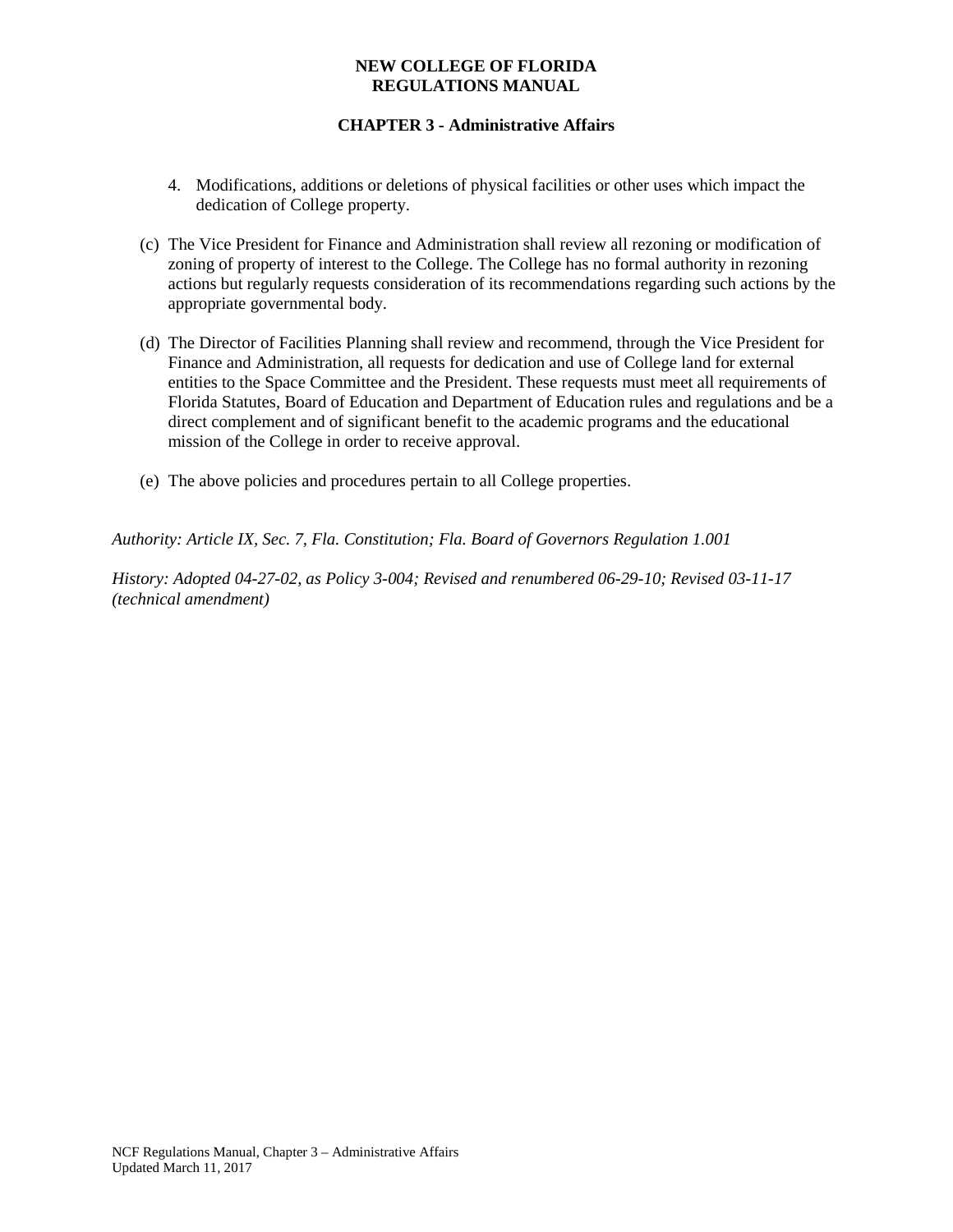4. Modifications, additions or deletions of physical facilities or other uses which impact the dedication of College property.

(c) The Vice President for Finance and Administration shall review all rezoning or modification of zoning of property of interest to the College. The College has no formal authority in rezoning actions but regularly requests consideration of its recommendations regarding such actions by the appropriate governmental body.

(d) The Director of Facilities Planning shall review and recommend, through the Vice President for Finance and Administration, all requests for dedication and use of College land for external entities to the Space Committee and the President. These requests must meet all requirements of Florida Statutes, Board of Education and Department of Education rules and regulations and be a direct complement and of significant benefit to the academic programs and the educational mission of the College in order to receive approval.

(e) The above policies and procedures pertain to all College properties.

*Authority: Article IX, Sec. 7, Fla. Constitution; Fla. Board of Governors Regulation 1.001*

*History: Adopted 04-27-02, as Policy 3-004; Revised and renumbered 06-29-10; Revised 03-11-17 (technical amendment)*